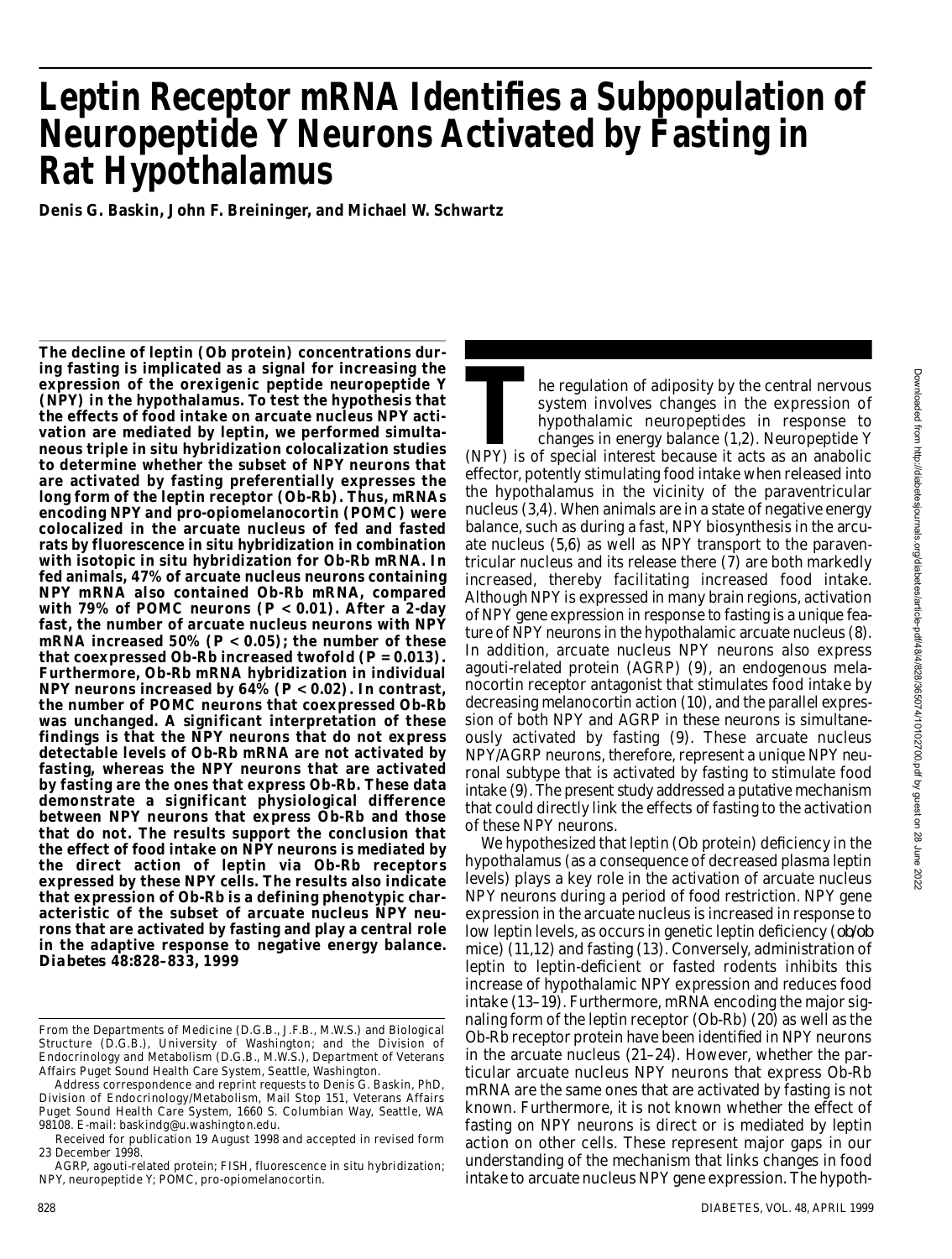# Leptin Receptor mRNA Identifies a Subpopulation of Neuropeptide Y Neurons Activated by Fasting in Rat Hypothalamus

**Denis G. Baskin, John F. Breininger, and Michael W. Schwartz**

**The decline of leptin (Ob protein) concentrations during fasting is implicated as a signal for increasing the expression of the orexigenic peptide neuropeptide Y (NPY) in the hypothalamus. To test the hypothesis that the effects of food intake on arcuate nucleus NPY activation are mediated by leptin, we performed simultaneous triple in situ hybridization colocalization studies to determine whether the subset of NPY neurons that are activated by fasting preferentially expresses the long form of the leptin receptor (Ob-Rb). Thus, mRNAs encoding NPY and pro-opiomelanocortin (POMC) were colocalized in the arcuate nucleus of fed and fasted rats by fluorescence in situ hybridization in combination with isotopic in situ hybridization for Ob-Rb mRNA. In fed animals, 47% of arcuate nucleus neurons containing NPY mRNA also contained Ob-Rb mRNA, compared with 79% of POMC neurons ($P < 0.01$). After a 2-day fast, the number of arcuate nucleus neurons with NPY mRNA increased 50% ($P < 0.05$); the number of these that coexpressed Ob-Rb increased twofold ($P = 0.013$). Furthermore, Ob-Rb mRNA hybridization in individual NPY neurons increased by 64% ($P < 0.02$). In contrast, the number of POMC neurons that coexpressed Ob-Rb was unchanged. A significant interpretation of these findings is that the NPY neurons that do not express detectable levels of Ob-Rb mRNA are not activated by fasting, whereas the NPY neurons that are activated by fasting are the ones that express Ob-Rb. These data demonstrate a significant physiological difference between NPY neurons that express Ob-Rb and those that do not. The results support the conclusion that the effect of food intake on NPY neurons is mediated by the direct action of leptin via Ob-Rb receptors expressed by these NPY cells. The results also indicate that expression of Ob-Rb is a defining phenotypic characteristic of the subset of arcuate nucleus NPY neurons that are activated by fasting and play a central role in the adaptive response to negative energy balance. *Diabetes* 48:828–833, 1999**

From the Departments of Medicine (D.G.B., J.F.B., M.W.S.) and Biological Structure (D.G.B.), University of Washington; and the Division of Endocrinology and Metabolism (D.G.B., M.W.S.), Department of Veterans Affairs Puget Sound Health Care System, Seattle, Washington.

Address correspondence and reprint requests to Denis G. Baskin, PhD, Division of Endocrinology/Metabolism, Mail Stop 151, Veterans Affairs Puget Sound Health Care System, 1660 S. Columbian Way, Seattle, WA 98108. E-mail: baskindg@u.washington.edu.

Received for publication 19 August 1998 and accepted in revised form 23 December 1998.

AGRP, agouti-related protein; FISH, fluorescence in situ hybridization; NPY, neuropeptide Y; POMC, pro-opiomelanocortin.

The regulation of adiposity by the central nervous system involves changes in the expression of hypothalamic neuropeptides in response to changes in energy balance (1,2). Neuropeptide Y (NPY) is of special interest because it acts as an anabolic effector, potently stimulating food intake when released into the hypothalamus in the vicinity of the paraventricular nucleus (3,4). When animals are in a state of negative energy balance, such as during a fast, NPY biosynthesis in the arcuate nucleus (5,6) as well as NPY transport to the paraventricular nucleus and its release there (7) are both markedly increased, thereby facilitating increased food intake. Although NPY is expressed in many brain regions, activation of NPY gene expression in response to fasting is a unique feature of NPY neurons in the hypothalamic arcuate nucleus (8). In addition, arcuate nucleus NPY neurons also express agouti-related protein (AGRP) (9), an endogenous melanocortin receptor antagonist that stimulates food intake by decreasing melanocortin action (10), and the parallel expression of both NPY and AGRP in these neurons is simultaneously activated by fasting (9). These arcuate nucleus NPY/AGRP neurons, therefore, represent a unique NPY neuronal subtype that is activated by fasting to stimulate food intake (9). The present study addressed a putative mechanism that could directly link the effects of fasting to the activation of these NPY neurons.

We hypothesized that leptin (Ob protein) deficiency in the hypothalamus (as a consequence of decreased plasma leptin levels) plays a key role in the activation of arcuate nucleus NPY neurons during a period of food restriction. NPY gene expression in the arcuate nucleus is increased in response to low leptin levels, as occurs in genetic leptin deficiency (*ob/ob* mice) (11,12) and fasting (13). Conversely, administration of leptin to leptin-deficient or fasted rodents inhibits this increase of hypothalamic NPY expression and reduces food intake (13–19). Furthermore, mRNA encoding the major signaling form of the leptin receptor (Ob-Rb) (20) as well as the Ob-Rb receptor protein have been identified in NPY neurons in the arcuate nucleus (21–24). However, whether the particular arcuate nucleus NPY neurons that express Ob-Rb mRNA are the same ones that are activated by fasting is not known. Furthermore, it is not known whether the effect of fasting on NPY neurons is direct or is mediated by leptin action on other cells. These represent major gaps in our understanding of the mechanism that links changes in food intake to arcuate nucleus NPY gene expression. The hypoth-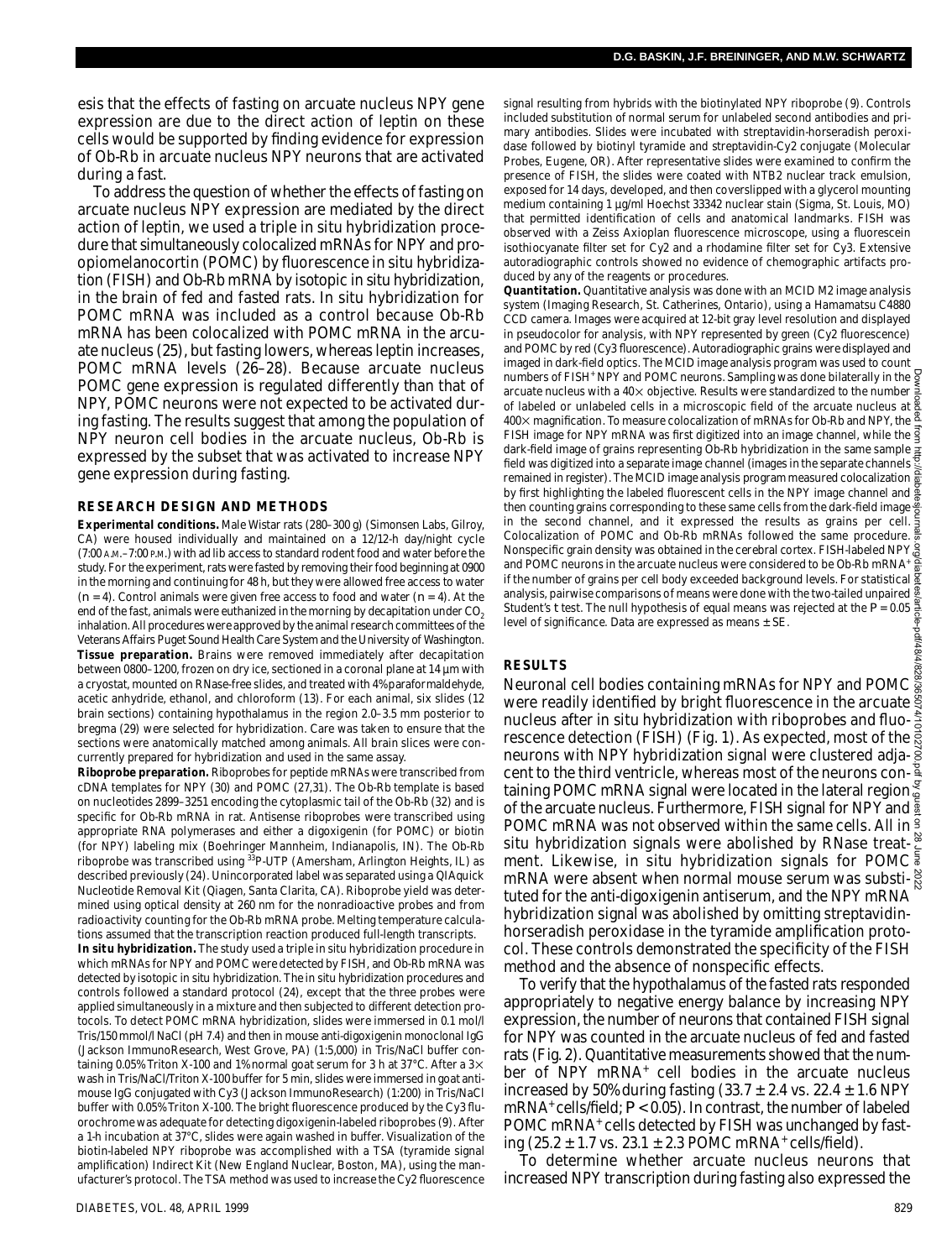esis that the effects of fasting on arcuate nucleus NPY gene expression are due to the direct action of leptin on these cells would be supported by finding evidence for expression of Ob-Rb in arcuate nucleus NPY neurons that are activated during a fast.

To address the question of whether the effects of fasting on arcuate nucleus NPY expression are mediated by the direct action of leptin, we used a triple in situ hybridization procedure that simultaneously colocalized mRNAs for NPY and proopiomelanocortin (POMC) by fluorescence in situ hybridization (FISH) and Ob-Rb mRNA by isotopic in situ hybridization, in the brain of fed and fasted rats. In situ hybridization for POMC mRNA was included as a control because Ob-Rb mRNA has been colocalized with POMC mRNA in the arcuate nucleus (25), but fasting lowers, whereas leptin increases, POMC mRNA levels (26–28). Because arcuate nucleus POMC gene expression is regulated differently than that of NPY, POMC neurons were not expected to be activated during fasting. The results suggest that among the population of NPY neuron cell bodies in the arcuate nucleus, Ob-Rb is expressed by the subset that was activated to increase NPY gene expression during fasting.

## RESEARCH DESIGN AND METHODS

**Experimental conditions.** Male Wistar rats (280–300 g) (Simonsen Labs, Gilroy, CA) were housed individually and maintained on a 12/12-h day/night cycle (7:00 A.M.–7:00 P.M.) with ad lib access to standard rodent food and water before the study. For the experiment, rats were fasted by removing their food beginning at 0900 in the morning and continuing for 48 h, but they were allowed free access to water ($n = 4$). Control animals were given free access to food and water ($n = 4$). At the end of the fast, animals were euthanized in the morning by decapitation under $CO_2$ inhalation. All procedures were approved by the animal research committees of the Veterans Affairs Puget Sound Health Care System and the University of Washington.

**Tissue preparation.** Brains were removed immediately after decapitation between 0800–1200, frozen on dry ice, sectioned in a coronal plane at 14 µm with a cryostat, mounted on RNase-free slides, and treated with 4% paraformaldehyde, acetic anhydride, ethanol, and chloroform (13). For each animal, six slides (12 brain sections) containing hypothalamus in the region 2.0–3.5 mm posterior to bregma (29) were selected for hybridization. Care was taken to ensure that the sections were anatomically matched among animals. All brain slices were concurrently prepared for hybridization and used in the same assay.

**Riboprobe preparation.** Riboprobes for peptide mRNAs were transcribed from cDNA templates for NPY (30) and POMC (27,31). The Ob-Rb template is based on nucleotides 2899–3251 encoding the cytoplasmic tail of the Ob-Rb (32) and is specific for Ob-Rb mRNA in rat. Antisense riboprobes were transcribed using appropriate RNA polymerases and either a digoxigenin (for POMC) or biotin (for NPY) labeling mix (Boehringer Mannheim, Indianapolis, IN). The Ob-Rb riboprobe was transcribed using $^{33}$P-UTP (Amersham, Arlington Heights, IL) as described previously (24). Unincorporated label was separated using a QIAquick Nucleotide Removal Kit (Qiagen, Santa Clarita, CA). Riboprobe yield was determined using optical density at 260 nm for the nonradioactive probes and from radioactivity counting for the Ob-Rb mRNA probe. Melting temperature calculations assumed that the transcription reaction produced full-length transcripts.

**In situ hybridization.** The study used a triple in situ hybridization procedure in which mRNAs for NPY and POMC were detected by FISH, and Ob-Rb mRNA was detected by isotopic in situ hybridization. The in situ hybridization procedures and controls followed a standard protocol (24), except that the three probes were applied simultaneously in a mixture and then subjected to different detection protocols. To detect POMC mRNA hybridization, slides were immersed in 0.1 mol/l Tris/150 mmol/l NaCl (pH 7.4) and then in mouse anti-digoxigenin monoclonal IgG (Jackson ImmunoResearch, West Grove, PA) (1:5,000) in Tris/NaCl buffer containing 0.05% Triton X-100 and 1% normal goat serum for 3 h at 37°C. After a 3× wash in Tris/NaCl/Triton X-100 buffer for 5 min, slides were immersed in goat anti-mouse IgG conjugated with Cy3 (Jackson ImmunoResearch) (1:200) in Tris/NaCl buffer with 0.05% Triton X-100. The bright fluorescence produced by the Cy3 fluorochrome was adequate for detecting digoxigenin-labeled riboprobes (9). After a 1-h incubation at 37°C, slides were again washed in buffer. Visualization of the biotin-labeled NPY riboprobe was accomplished with a TSA (tyramide signal amplification) Indirect Kit (New England Nuclear, Boston, MA), using the manufacturer's protocol. The TSA method was used to increase the Cy2 fluorescence signal resulting from hybrids with the biotinylated NPY riboprobe (9). Controls included substitution of normal serum for unlabeled second antibodies and primary antibodies. Slides were incubated with streptavidin-horseradish peroxidase followed by biotinyl tyramide and streptavidin-Cy2 conjugate (Molecular Probes, Eugene, OR). After representative slides were examined to confirm the presence of FISH, the slides were coated with NTB2 nuclear track emulsion, exposed for 14 days, developed, and then coverslipped with a glycerol mounting medium containing 1 µg/ml Hoechst 33342 nuclear stain (Sigma, St. Louis, MO) that permitted identification of cells and anatomical landmarks. FISH was observed with a Zeiss Axioplan fluorescence microscope, using a fluorescein isothiocyanate filter set for Cy2 and a rhodamine filter set for Cy3. Extensive autoradiographic controls showed no evidence of chemographic artifacts produced by any of the reagents or procedures.

**Quantitation.** Quantitative analysis was done with an MCID M2 image analysis system (Imaging Research, St. Catherines, Ontario), using a Hamamatsu C4880 CCD camera. Images were acquired at 12-bit gray level resolution and displayed in pseudocolor for analysis, with NPY represented by green (Cy2 fluorescence) and POMC by red (Cy3 fluorescence). Autoradiographic grains were displayed and imaged in dark-field optics. The MCID image analysis program was used to count numbers of FISH$^+$ NPY and POMC neurons. Sampling was done bilaterally in the arcuate nucleus with a 40× objective. Results were standardized to the number of labeled or unlabeled cells in a microscopic field of the arcuate nucleus at 400× magnification. To measure colocalization of mRNAs for Ob-Rb and NPY, the FISH image for NPY mRNA was first digitized into an image channel, while the dark-field image of grains representing Ob-Rb hybridization in the same sample field was digitized into a separate image channel (images in the separate channels remained in register). The MCID image analysis program measured colocalization by first highlighting the labeled fluorescent cells in the NPY image channel and then counting grains corresponding to these same cells from the dark-field image in the second channel, and it expressed the results as grains per cell. Colocalization of POMC and Ob-Rb mRNAs followed the same procedure. Nonspecific grain density was obtained in the cerebral cortex. FISH-labeled NPY and POMC neurons in the arcuate nucleus were considered to be Ob-Rb mRNA$^+$ if the number of grains per cell body exceeded background levels. For statistical analysis, pairwise comparisons of means were done with the two-tailed unpaired Student's *t* test. The null hypothesis of equal means was rejected at the $P = 0.05$ level of significance. Data are expressed as means ± SE.

## RESULTS

Neuronal cell bodies containing mRNAs for NPY and POMC were readily identified by bright fluorescence in the arcuate nucleus after in situ hybridization with riboprobes and fluorescence detection (FISH) (Fig. 1). As expected, most of the neurons with NPY hybridization signal were clustered adjacent to the third ventricle, whereas most of the neurons containing POMC mRNA signal were located in the lateral region of the arcuate nucleus. Furthermore, FISH signal for NPY and POMC mRNA was not observed within the same cells. All in situ hybridization signals were abolished by RNase treatment. Likewise, in situ hybridization signals for POMC mRNA were absent when normal mouse serum was substituted for the anti-digoxigenin antiserum, and the NPY mRNA hybridization signal was abolished by omitting streptavidin-horseradish peroxidase in the tyramide amplification protocol. These controls demonstrated the specificity of the FISH method and the absence of nonspecific effects.

To verify that the hypothalamus of the fasted rats responded appropriately to negative energy balance by increasing NPY expression, the number of neurons that contained FISH signal for NPY was counted in the arcuate nucleus of fed and fasted rats (Fig. 2). Quantitative measurements showed that the number of NPY mRNA$^+$ cell bodies in the arcuate nucleus increased by 50% during fasting (33.7 ± 2.4 vs. 22.4 ± 1.6 NPY mRNA$^+$ cells/field; $P < 0.05$). In contrast, the number of labeled POMC mRNA$^+$ cells detected by FISH was unchanged by fasting (25.2 ± 1.7 vs. 23.1 ± 2.3 POMC mRNA$^+$ cells/field).

To determine whether arcuate nucleus neurons that increased NPY transcription during fasting also expressed the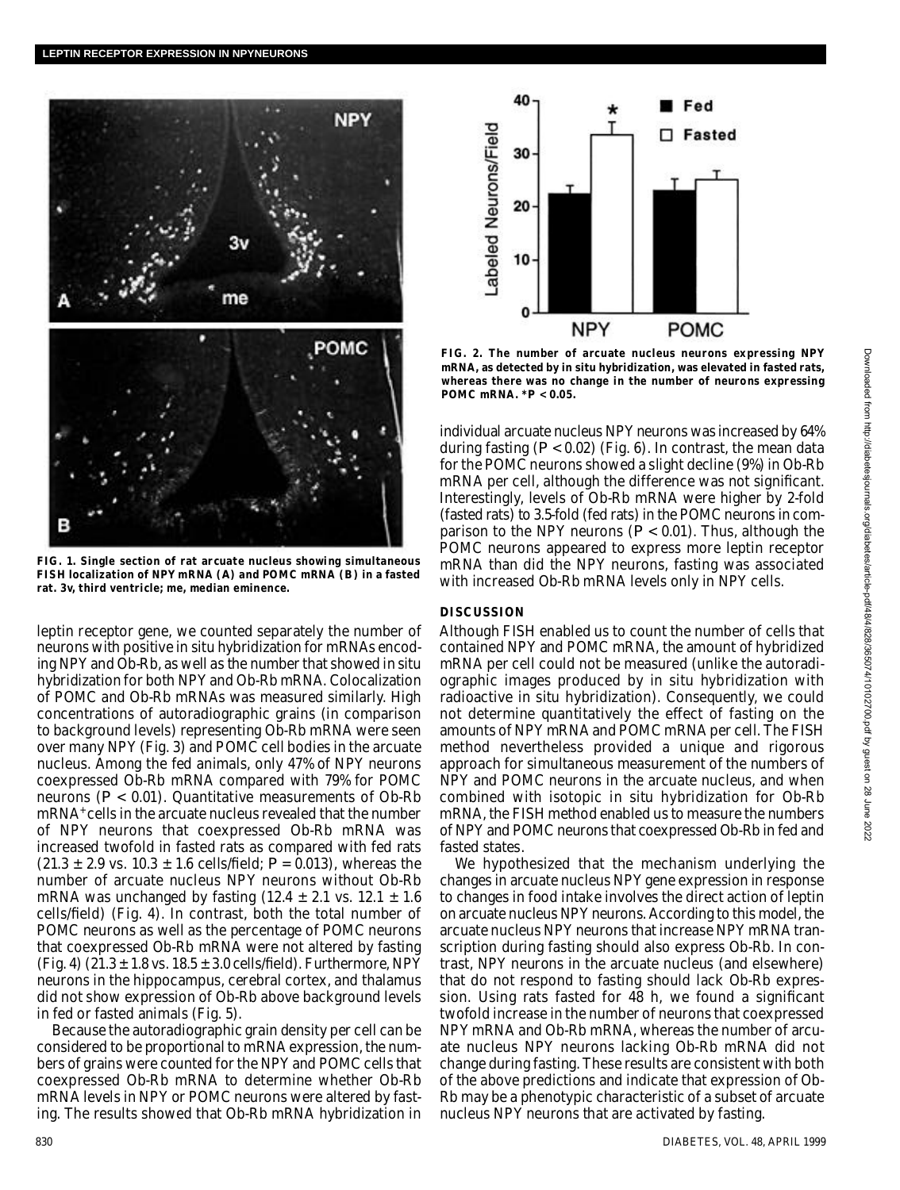FIG. 1. Single section of rat arcuate nucleus showing simultaneous FISH localization of NPY mRNA (A) and POMC mRNA (B) in a fasted rat. 3v, third ventricle; me, median eminence.

leptin receptor gene, we counted separately the number of neurons with positive in situ hybridization for mRNAs encoding NPY and Ob-Rb, as well as the number that showed in situ hybridization for both NPY and Ob-Rb mRNA. Colocalization of POMC and Ob-Rb mRNAs was measured similarly. High concentrations of autoradiographic grains (in comparison to background levels) representing Ob-Rb mRNA were seen over many NPY (Fig. 3) and POMC cell bodies in the arcuate nucleus. Among the fed animals, only 47% of NPY neurons coexpressed Ob-Rb mRNA compared with 79% for POMC neurons ($P < 0.01$). Quantitative measurements of Ob-Rb mRNA[+] cells in the arcuate nucleus revealed that the number of NPY neurons that coexpressed Ob-Rb mRNA was increased twofold in fasted rats as compared with fed rats ($21.3 \pm 2.9$ vs. $10.3 \pm 1.6$ cells/field; $P = 0.013$), whereas the number of arcuate nucleus NPY neurons without Ob-Rb mRNA was unchanged by fasting ($12.4 \pm 2.1$ vs. $12.1 \pm 1.6$ cells/field) (Fig. 4). In contrast, both the total number of POMC neurons as well as the percentage of POMC neurons that coexpressed Ob-Rb mRNA were not altered by fasting (Fig. 4) ($21.3 \pm 1.8$ vs. $18.5 \pm 3.0$ cells/field). Furthermore, NPY neurons in the hippocampus, cerebral cortex, and thalamus did not show expression of Ob-Rb above background levels in fed or fasted animals (Fig. 5).

Because the autoradiographic grain density per cell can be considered to be proportional to mRNA expression, the numbers of grains were counted for the NPY and POMC cells that coexpressed Ob-Rb mRNA to determine whether Ob-Rb mRNA levels in NPY or POMC neurons were altered by fasting. The results showed that Ob-Rb mRNA hybridization in individual arcuate nucleus NPY neurons was increased by 64% during fasting ($P < 0.02$) (Fig. 6). In contrast, the mean data for the POMC neurons showed a slight decline (9%) in Ob-Rb mRNA per cell, although the difference was not significant. Interestingly, levels of Ob-Rb mRNA were higher by 2-fold (fasted rats) to 3.5-fold (fed rats) in the POMC neurons in comparison to the NPY neurons ($P < 0.01$). Thus, although the POMC neurons appeared to express more leptin receptor mRNA than did the NPY neurons, fasting was associated with increased Ob-Rb mRNA levels only in NPY cells.

FIG. 2. The number of arcuate nucleus neurons expressing NPY mRNA, as detected by in situ hybridization, was elevated in fasted rats, whereas there was no change in the number of neurons expressing POMC mRNA. $^{*}P < 0.05$.

## DISCUSSION

Although FISH enabled us to count the number of cells that contained NPY and POMC mRNA, the amount of hybridized mRNA per cell could not be measured (unlike the autoradiographic images produced by in situ hybridization with radioactive in situ hybridization). Consequently, we could not determine quantitatively the effect of fasting on the amounts of NPY mRNA and POMC mRNA per cell. The FISH method nevertheless provided a unique and rigorous approach for simultaneous measurement of the numbers of NPY and POMC neurons in the arcuate nucleus, and when combined with isotopic in situ hybridization for Ob-Rb mRNA, the FISH method enabled us to measure the numbers of NPY and POMC neurons that coexpressed Ob-Rb in fed and fasted states.

We hypothesized that the mechanism underlying the changes in arcuate nucleus NPY gene expression in response to changes in food intake involves the direct action of leptin on arcuate nucleus NPY neurons. According to this model, the arcuate nucleus NPY neurons that increase NPY mRNA transcription during fasting should also express Ob-Rb. In contrast, NPY neurons in the arcuate nucleus (and elsewhere) that do not respond to fasting should lack Ob-Rb expression. Using rats fasted for 48 h, we found a significant twofold increase in the number of neurons that coexpressed NPY mRNA and Ob-Rb mRNA, whereas the number of arcuate nucleus NPY neurons lacking Ob-Rb mRNA did not change during fasting. These results are consistent with both of the above predictions and indicate that expression of Ob-Rb may be a phenotypic characteristic of a subset of arcuate nucleus NPY neurons that are activated by fasting.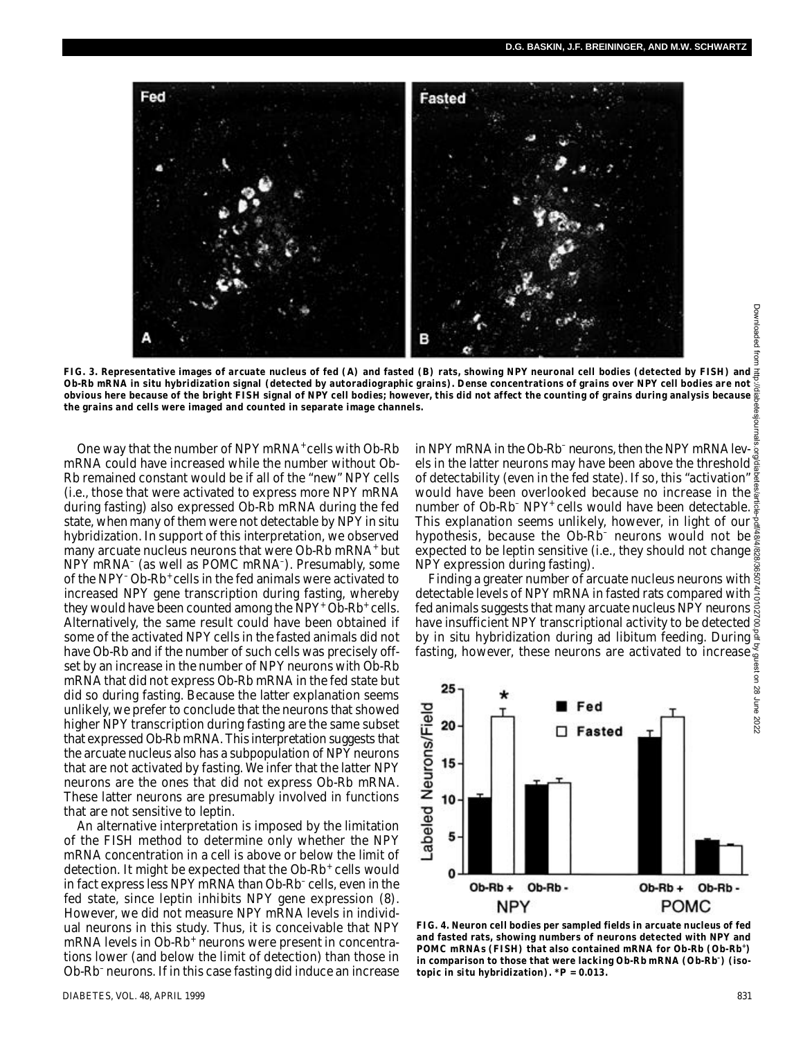**FIG. 3. Representative images of arcuate nucleus of fed (A) and fasted (B) rats, showing NPY neuronal cell bodies (detected by FISH) and Ob-Rb mRNA in situ hybridization signal (detected by autoradiographic grains). Dense concentrations of grains over NPY cell bodies are not obvious here because of the bright FISH signal of NPY cell bodies; however, this did not affect the counting of grains during analysis because the grains and cells were imaged and counted in separate image channels.**

One way that the number of NPY mRNA$^+$ cells with Ob-Rb mRNA could have increased while the number without Ob-Rb remained constant would be if all of the "new" NPY cells (i.e., those that were activated to express more NPY mRNA during fasting) also expressed Ob-Rb mRNA during the fed state, when many of them were not detectable by NPY in situ hybridization. In support of this interpretation, we observed many arcuate nucleus neurons that were Ob-Rb mRNA$^+$ but NPY mRNA$^-$ (as well as POMC mRNA$^-$). Presumably, some of the NPY$^-$ Ob-Rb$^+$ cells in the fed animals were activated to increased NPY gene transcription during fasting, whereby they would have been counted among the NPY$^+$ Ob-Rb$^+$ cells. Alternatively, the same result could have been obtained if some of the activated NPY cells in the fasted animals did not have Ob-Rb and if the number of such cells was precisely offset by an increase in the number of NPY neurons with Ob-Rb mRNA that did not express Ob-Rb mRNA in the fed state but did so during fasting. Because the latter explanation seems unlikely, we prefer to conclude that the neurons that showed higher NPY transcription during fasting are the same subset that expressed Ob-Rb mRNA. This interpretation suggests that the arcuate nucleus also has a subpopulation of NPY neurons that are not activated by fasting. We infer that the latter NPY neurons are the ones that did not express Ob-Rb mRNA. These latter neurons are presumably involved in functions that are not sensitive to leptin.

An alternative interpretation is imposed by the limitation of the FISH method to determine only whether the NPY mRNA concentration in a cell is above or below the limit of detection. It might be expected that the Ob-Rb$^+$ cells would in fact express less NPY mRNA than Ob-Rb$^-$ cells, even in the fed state, since leptin inhibits NPY gene expression (8). However, we did not measure NPY mRNA levels in individual neurons in this study. Thus, it is conceivable that NPY mRNA levels in Ob-Rb$^+$ neurons were present in concentrations lower (and below the limit of detection) than those in Ob-Rb$^-$ neurons. If in this case fasting did induce an increase in NPY mRNA in the Ob-Rb$^-$ neurons, then the NPY mRNA levels in the latter neurons may have been above the threshold of detectability (even in the fed state). If so, this "activation" would have been overlooked because no increase in the number of Ob-Rb$^-$ NPY$^+$ cells would have been detectable. This explanation seems unlikely, however, in light of our hypothesis, because the Ob-Rb$^-$ neurons would not be expected to be leptin sensitive (i.e., they should not change NPY expression during fasting).

Finding a greater number of arcuate nucleus neurons with detectable levels of NPY mRNA in fasted rats compared with fed animals suggests that many arcuate nucleus NPY neurons have insufficient NPY transcriptional activity to be detected by in situ hybridization during ad libitum feeding. During fasting, however, these neurons are activated to increase

**FIG. 4. Neuron cell bodies per sampled fields in arcuate nucleus of fed and fasted rats, showing numbers of neurons detected with NPY and POMC mRNAs (FISH) that also contained mRNA for Ob-Rb (Ob-Rb$^+$) in comparison to those that were lacking Ob-Rb mRNA (Ob-Rb$^-$) (isotopic in situ hybridization). *$P = 0.013$.**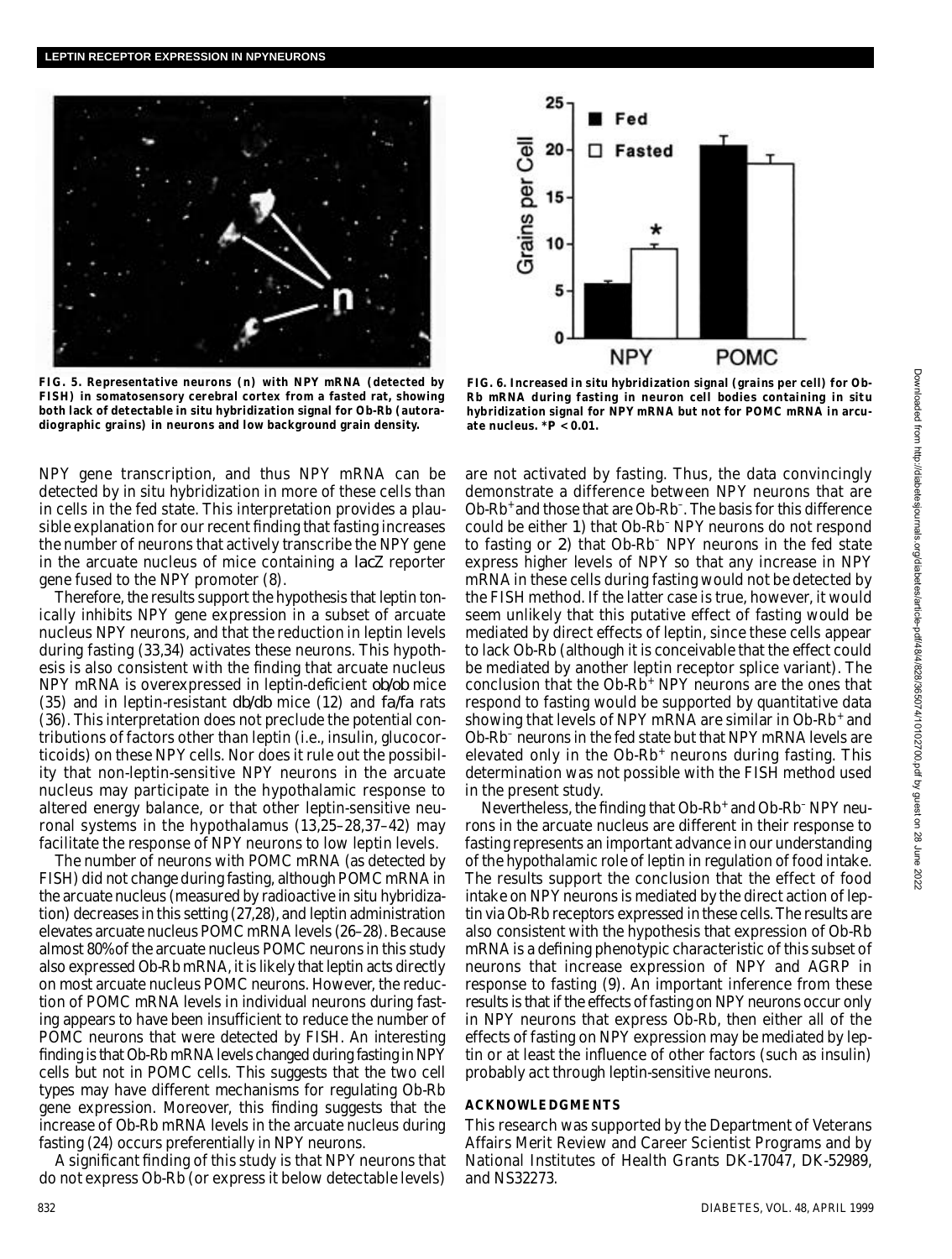FIG. 5. Representative neurons (n) with NPY mRNA (detected by FISH) in somatosensory cerebral cortex from a fasted rat, showing both lack of detectable in situ hybridization signal for Ob-Rb (autoradiographic grains) in neurons and low background grain density.

Grains per Cell
25
20
15
10
5
0
Fed
Fasted
*
NPY
POMC

FIG. 6. Increased in situ hybridization signal (grains per cell) for Ob-Rb mRNA during fasting in neuron cell bodies containing in situ hybridization signal for NPY mRNA but not for POMC mRNA in arcuate nucleus. *P < 0.01.

NPY gene transcription, and thus NPY mRNA can be detected by in situ hybridization in more of these cells than in cells in the fed state. This interpretation provides a plausible explanation for our recent finding that fasting increases the number of neurons that actively transcribe the NPY gene in the arcuate nucleus of mice containing a *lacZ* reporter gene fused to the NPY promoter (8).

Therefore, the results support the hypothesis that leptin tonically inhibits NPY gene expression in a subset of arcuate nucleus NPY neurons, and that the reduction in leptin levels during fasting (33,34) activates these neurons. This hypothesis is also consistent with the finding that arcuate nucleus NPY mRNA is overexpressed in leptin-deficient *ob/ob* mice (35) and in leptin-resistant *db/db* mice (12) and *fa/fa* rats (36). This interpretation does not preclude the potential contributions of factors other than leptin (i.e., insulin, glucocorticoids) on these NPY cells. Nor does it rule out the possibility that non-leptin-sensitive NPY neurons in the arcuate nucleus may participate in the hypothalamic response to altered energy balance, or that other leptin-sensitive neuronal systems in the hypothalamus (13,25–28,37–42) may facilitate the response of NPY neurons to low leptin levels.

The number of neurons with POMC mRNA (as detected by FISH) did not change during fasting, although POMC mRNA in the arcuate nucleus (measured by radioactive in situ hybridization) decreases in this setting (27,28), and leptin administration elevates arcuate nucleus POMC mRNA levels (26–28). Because almost 80% of the arcuate nucleus POMC neurons in this study also expressed Ob-Rb mRNA, it is likely that leptin acts directly on most arcuate nucleus POMC neurons. However, the reduction of POMC mRNA levels in individual neurons during fasting appears to have been insufficient to reduce the number of POMC neurons that were detected by FISH. An interesting finding is that Ob-Rb mRNA levels changed during fasting in NPY cells but not in POMC cells. This suggests that the two cell types may have different mechanisms for regulating Ob-Rb gene expression. Moreover, this finding suggests that the increase of Ob-Rb mRNA levels in the arcuate nucleus during fasting (24) occurs preferentially in NPY neurons.

A significant finding of this study is that NPY neurons that do not express Ob-Rb (or express it below detectable levels) are not activated by fasting. Thus, the data convincingly demonstrate a difference between NPY neurons that are Ob-Rb$^+$ and those that are Ob-Rb$^-$. The basis for this difference could be either 1) that Ob-Rb$^-$ NPY neurons do not respond to fasting or 2) that Ob-Rb$^-$ NPY neurons in the fed state express higher levels of NPY so that any increase in NPY mRNA in these cells during fasting would not be detected by the FISH method. If the latter case is true, however, it would seem unlikely that this putative effect of fasting would be mediated by direct effects of leptin, since these cells appear to lack Ob-Rb (although it is conceivable that the effect could be mediated by another leptin receptor splice variant). The conclusion that the Ob-Rb$^+$ NPY neurons are the ones that respond to fasting would be supported by quantitative data showing that levels of NPY mRNA are similar in Ob-Rb$^+$ and Ob-Rb$^-$ neurons in the fed state but that NPY mRNA levels are elevated only in the Ob-Rb$^+$ neurons during fasting. This determination was not possible with the FISH method used in the present study.

Nevertheless, the finding that Ob-Rb$^+$ and Ob-Rb$^-$ NPY neurons in the arcuate nucleus are different in their response to fasting represents an important advance in our understanding of the hypothalamic role of leptin in regulation of food intake. The results support the conclusion that the effect of food intake on NPY neurons is mediated by the direct action of leptin via Ob-Rb receptors expressed in these cells. The results are also consistent with the hypothesis that expression of Ob-Rb mRNA is a defining phenotypic characteristic of this subset of neurons that increase expression of NPY and AGRP in response to fasting (9). An important inference from these results is that if the effects of fasting on NPY neurons occur only in NPY neurons that express Ob-Rb, then either all of the effects of fasting on NPY expression may be mediated by leptin or at least the influence of other factors (such as insulin) probably act through leptin-sensitive neurons.

## ACKNOWLEDGMENTS

This research was supported by the Department of Veterans Affairs Merit Review and Career Scientist Programs and by National Institutes of Health Grants DK-17047, DK-52989, and NS32273.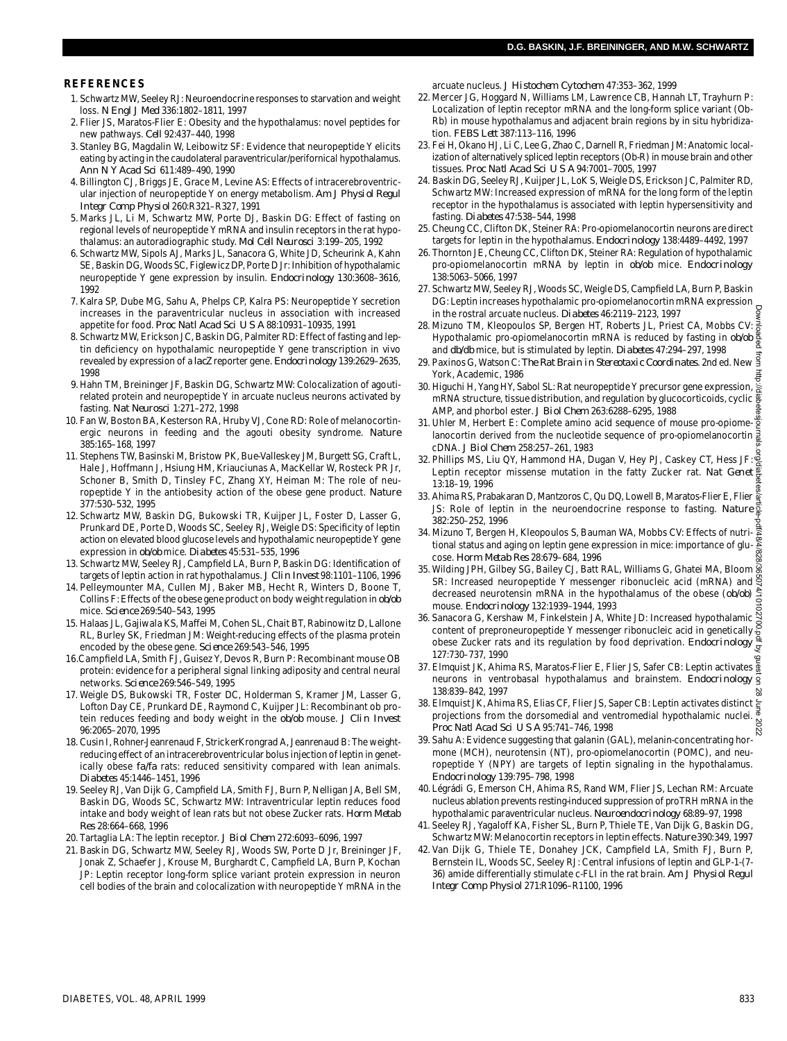## REFERENCES

1. Schwartz MW, Seeley RJ: Neuroendocrine responses to starvation and weight loss. *N Engl J Med* 336:1802–1811, 1997
2. Flier JS, Maratos-Flier E: Obesity and the hypothalamus: novel peptides for new pathways. *Cell* 92:437–440, 1998
3. Stanley BG, Magdalin W, Leibowitz SF: Evidence that neuropeptide Y elicits eating by acting in the caudolateral paraventricular/perifornical hypothalamus. *Ann N Y Acad Sci* 611:489–490, 1990
4. Billington CJ, Briggs JE, Grace M, Levine AS: Effects of intracerebroventricular injection of neuropeptide Y on energy metabolism. *Am J Physiol Regul Integr Comp Physiol* 260:R321–R327, 1991
5. Marks JL, Li M, Schwartz MW, Porte DJ, Baskin DG: Effect of fasting on regional levels of neuropeptide Y mRNA and insulin receptors in the rat hypothalamus: an autoradiographic study. *Mol Cell Neurosci* 3:199–205, 1992
6. Schwartz MW, Sipols AJ, Marks JL, Sanacora G, White JD, Scheurink A, Kahn SE, Baskin DG, Woods SC, Figlewicz DP, Porte D Jr: Inhibition of hypothalamic neuropeptide Y gene expression by insulin. *Endocrinology* 130:3608–3616, 1992
7. Kalra SP, Dube MG, Sahu A, Phelps CP, Kalra PS: Neuropeptide Y secretion increases in the paraventricular nucleus in association with increased appetite for food. *Proc Natl Acad Sci U S A* 88:10931–10935, 1991
8. Schwartz MW, Erickson JC, Baskin DG, Palmiter RD: Effect of fasting and leptin deficiency on hypothalamic neuropeptide Y gene transcription in vivo revealed by expression of a *lacZ* reporter gene. *Endocrinology* 139:2629–2635, 1998
9. Hahn TM, Breininger JF, Baskin DG, Schwartz MW: Colocalization of agouti-related protein and neuropeptide Y in arcuate nucleus neurons activated by fasting. *Nat Neurosci* 1:271–272, 1998
10. Fan W, Boston BA, Kesterson RA, Hruby VJ, Cone RD: Role of melanocortinergic neurons in feeding and the agouti obesity syndrome. *Nature* 385:165–168, 1997
11. Stephens TW, Basinski M, Bristow PK, Bue-Valleskey JM, Burgett SG, Craft L, Hale J, Hoffmann J, Hsiung HM, Kriauciunas A, MacKellar W, Rosteck PR Jr, Schoner B, Smith D, Tinsley FC, Zhang XY, Heiman M: The role of neuropeptide Y in the antiobesity action of the obese gene product. *Nature* 377:530–532, 1995
12. Schwartz MW, Baskin DG, Bukowski TR, Kuijper JL, Foster D, Lasser G, Prunkard DE, Porte D, Woods SC, Seeley RJ, Weigle DS: Specificity of leptin action on elevated blood glucose levels and hypothalamic neuropeptide Y gene expression in *ob/ob* mice. *Diabetes* 45:531–535, 1996
13. Schwartz MW, Seeley RJ, Campfield LA, Burn P, Baskin DG: Identification of targets of leptin action in rat hypothalamus. *J Clin Invest* 98:1101–1106, 1996
14. Pelleymounter MA, Cullen MJ, Baker MB, Hecht R, Winters D, Boone T, Collins F: Effects of the obese gene product on body weight regulation in *ob/ob* mice. *Science* 269:540–543, 1995
15. Halaas JL, Gajiwala KS, Maffei M, Cohen SL, Chait BT, Rabinowitz D, Lallone RL, Burley SK, Friedman JM: Weight-reducing effects of the plasma protein encoded by the obese gene. *Science* 269:543–546, 1995
16. Campfield LA, Smith FJ, Guisez Y, Devos R, Burn P: Recombinant mouse OB protein: evidence for a peripheral signal linking adiposity and central neural networks. *Science* 269:546–549, 1995
17. Weigle DS, Bukowski TR, Foster DC, Holderman S, Kramer JM, Lasser G, Lofton Day CE, Prunkard DE, Raymond C, Kuijper JL: Recombinant ob protein reduces feeding and body weight in the *ob/ob* mouse. *J Clin Invest* 96:2065–2070, 1995
18. Cusin I, Rohner-Jeanrenaud F, StrickerKrongrad A, Jeanrenaud B: The weight-reducing effect of an intracerebroventricular bolus injection of leptin in genetically obese *fa/fa* rats: reduced sensitivity compared with lean animals. *Diabetes* 45:1446–1451, 1996
19. Seeley RJ, Van Dijk G, Campfield LA, Smith FJ, Burn P, Nelligan JA, Bell SM, Baskin DG, Woods SC, Schwartz MW: Intraventricular leptin reduces food intake and body weight of lean rats but not obese Zucker rats. *Horm Metab Res* 28:664–668, 1996
20. Tartaglia LA: The leptin receptor. *J Biol Chem* 272:6093–6096, 1997
21. Baskin DG, Schwartz MW, Seeley RJ, Woods SW, Porte D Jr, Breininger JF, Jonak Z, Schaefer J, Krouse M, Burghardt C, Campfield LA, Burn P, Kochan JP: Leptin receptor long-form splice variant protein expression in neuron cell bodies of the brain and colocalization with neuropeptide Y mRNA in the arcuate nucleus. *J Histochem Cytochem* 47:353–362, 1999
22. Mercer JG, Hoggard N, Williams LM, Lawrence CB, Hannah LT, Trayhurn P: Localization of leptin receptor mRNA and the long-form splice variant (Ob-Rb) in mouse hypothalamus and adjacent brain regions by in situ hybridization. *FEBS Lett* 387:113–116, 1996
23. Fei H, Okano HJ, Li C, Lee G, Zhao C, Darnell R, Friedman JM: Anatomic localization of alternatively spliced leptin receptors (Ob-R) in mouse brain and other tissues. *Proc Natl Acad Sci U S A* 94:7001–7005, 1997
24. Baskin DG, Seeley RJ, Kuijper JL, LoK S, Weigle DS, Erickson JC, Palmiter RD, Schwartz MW: Increased expression of mRNA for the long form of the leptin receptor in the hypothalamus is associated with leptin hypersensitivity and fasting. *Diabetes* 47:538–544, 1998
25. Cheung CC, Clifton DK, Steiner RA: Pro-opiomelanocortin neurons are direct targets for leptin in the hypothalamus. *Endocrinology* 138:4489–4492, 1997
26. Thornton JE, Cheung CC, Clifton DK, Steiner RA: Regulation of hypothalamic pro-opiomelanocortin mRNA by leptin in *ob/ob* mice. *Endocrinology* 138:5063–5066, 1997
27. Schwartz MW, Seeley RJ, Woods SC, Weigle DS, Campfield LA, Burn P, Baskin DG: Leptin increases hypothalamic pro-opiomelanocortin mRNA expression in the rostral arcuate nucleus. *Diabetes* 46:2119–2123, 1997
28. Mizuno TM, Kleopoulos SP, Bergen HT, Roberts JL, Priest CA, Mobbs CV: Hypothalamic pro-opiomelanocortin mRNA is reduced by fasting in *ob/ob* and *db/db* mice, but is stimulated by leptin. *Diabetes* 47:294–297, 1998
29. Paxinos G, Watson C: *The Rat Brain in Stereotaxic Coordinates*. 2nd ed. New York, Academic, 1986
30. Higuchi H, Yang HY, Sabol SL: Rat neuropeptide Y precursor gene expression, mRNA structure, tissue distribution, and regulation by glucocorticoids, cyclic AMP, and phorbol ester. *J Biol Chem* 263:6288–6295, 1988
31. Uhler M, Herbert E: Complete amino acid sequence of mouse pro-opiomelanocortin derived from the nucleotide sequence of pro-opiomelanocortin cDNA. *J Biol Chem* 258:257–261, 1983
32. Phillips MS, Liu QY, Hammond HA, Dugan V, Hey PJ, Caskey CT, Hess JF: Leptin receptor missense mutation in the fatty Zucker rat. *Nat Genet* 13:18–19, 1996
33. Ahima RS, Prabakaran D, Mantzoros C, Qu DQ, Lowell B, Maratos-Flier E, Flier JS: Role of leptin in the neuroendocrine response to fasting. *Nature* 382:250–252, 1996
34. Mizuno T, Bergen H, Kleopoulos S, Bauman WA, Mobbs CV: Effects of nutritional status and aging on leptin gene expression in mice: importance of glucose. *Horm Metab Res* 28:679–684, 1996
35. Wilding JPH, Gilbey SG, Bailey CJ, Batt RAL, Williams G, Ghatei MA, Bloom SR: Increased neuropeptide Y messenger ribonucleic acid (mRNA) and decreased neurotensin mRNA in the hypothalamus of the obese (*ob/ob*) mouse. *Endocrinology* 132:1939–1944, 1993
36. Sanacora G, Kershaw M, Finkelstein JA, White JD: Increased hypothalamic content of preproneuropeptide Y messenger ribonucleic acid in genetically obese Zucker rats and its regulation by food deprivation. *Endocrinology* 127:730–737, 1990
37. Elmquist JK, Ahima RS, Maratos-Flier E, Flier JS, Safer CB: Leptin activates neurons in ventrobasal hypothalamus and brainstem. *Endocrinology* 138:839–842, 1997
38. Elmquist JK, Ahima RS, Elias CF, Flier JS, Saper CB: Leptin activates distinct projections from the dorsomedial and ventromedial hypothalamic nuclei. *Proc Natl Acad Sci U S A* 95:741–746, 1998
39. Sahu A: Evidence suggesting that galanin (GAL), melanin-concentrating hormone (MCH), neurotensin (NT), pro-opiomelanocortin (POMC), and neuropeptide Y (NPY) are targets of leptin signaling in the hypothalamus. *Endocrinology* 139:795–798, 1998
40. Légrádi G, Emerson CH, Ahima RS, Rand WM, Flier JS, Lechan RM: Arcuate nucleus ablation prevents resting-induced suppression of proTRH mRNA in the hypothalamic paraventricular nucleus. *Neuroendocrinology* 68:89–97, 1998
41. Seeley RJ, Yagaloff KA, Fisher SL, Burn P, Thiele TE, Van Dijk G, Baskin DG, Schwartz MW: Melanocortin receptors in leptin effects. *Nature* 390:349, 1997
42. Van Dijk G, Thiele TE, Donahey JCK, Campfield LA, Smith FJ, Burn P, Bernstein IL, Woods SC, Seeley RJ: Central infusions of leptin and GLP-1-(7-36) amide differentially stimulate c-FLI in the rat brain. *Am J Physiol Regul Integr Comp Physiol* 271:R1096–R1100, 1996